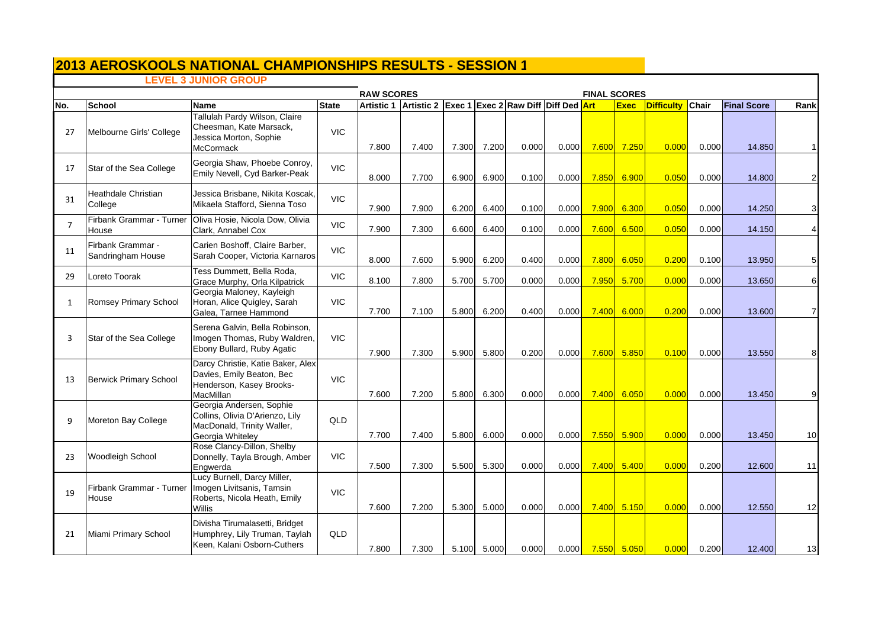# 2013 AEROSKOOLS NATIONAL CHAMPIONSHIPS RESULTS - SESSION 1

## LEVEL 3 JUNIOR GROUP

| | | | | RAW SCORES | | | | | | FINAL SCORES | | | | | |
|---|---|---|---|---|---|---|---|---|---|---|---|---|---|---|---|
| No. | School | Name | State | Artistic 1 | Artistic 2 | Exec 1 | Exec 2 | Raw Diff | Diff Ded | Art | Exec | Difficulty | Chair | Final Score | Rank |
| 27 | Melbourne Girls' College | Tallulah Pardy Wilson, Claire Cheesman, Kate Marsack, Jessica Morton, Sophie McCormack | VIC | 7.800 | 7.400 | 7.300 | 7.200 | 0.000 | 0.000 | 7.600 | 7.250 | 0.000 | 0.000 | 14.850 | 1 |
| 17 | Star of the Sea College | Georgia Shaw, Phoebe Conroy, Emily Nevell, Cyd Barker-Peak | VIC | 8.000 | 7.700 | 6.900 | 6.900 | 0.100 | 0.000 | 7.850 | 6.900 | 0.050 | 0.000 | 14.800 | 2 |
| 31 | Heathdale Christian College | Jessica Brisbane, Nikita Koscak, Mikaela Stafford, Sienna Toso | VIC | 7.900 | 7.900 | 6.200 | 6.400 | 0.100 | 0.000 | 7.900 | 6.300 | 0.050 | 0.000 | 14.250 | 3 |
| 7 | Firbank Grammar - Turner House | Oliva Hosie, Nicola Dow, Olivia Clark, Annabel Cox | VIC | 7.900 | 7.300 | 6.600 | 6.400 | 0.100 | 0.000 | 7.600 | 6.500 | 0.050 | 0.000 | 14.150 | 4 |
| 11 | Firbank Grammar - Sandringham House | Carien Boshoff, Claire Barber, Sarah Cooper, Victoria Karnaros | VIC | 8.000 | 7.600 | 5.900 | 6.200 | 0.400 | 0.000 | 7.800 | 6.050 | 0.200 | 0.100 | 13.950 | 5 |
| 29 | Loreto Toorak | Tess Dummett, Bella Roda, Grace Murphy, Orla Kilpatrick | VIC | 8.100 | 7.800 | 5.700 | 5.700 | 0.000 | 0.000 | 7.950 | 5.700 | 0.000 | 0.000 | 13.650 | 6 |
| 1 | Romsey Primary School | Georgia Maloney, Kayleigh Horan, Alice Quigley, Sarah Galea, Tarnee Hammond | VIC | 7.700 | 7.100 | 5.800 | 6.200 | 0.400 | 0.000 | 7.400 | 6.000 | 0.200 | 0.000 | 13.600 | 7 |
| 3 | Star of the Sea College | Serena Galvin, Bella Robinson, Imogen Thomas, Ruby Waldren, Ebony Bullard, Ruby Agatic | VIC | 7.900 | 7.300 | 5.900 | 5.800 | 0.200 | 0.000 | 7.600 | 5.850 | 0.100 | 0.000 | 13.550 | 8 |
| 13 | Berwick Primary School | Darcy Christie, Katie Baker, Alex Davies, Emily Beaton, Bec Henderson, Kasey Brooks-MacMillan | VIC | 7.600 | 7.200 | 5.800 | 6.300 | 0.000 | 0.000 | 7.400 | 6.050 | 0.000 | 0.000 | 13.450 | 9 |
| 9 | Moreton Bay College | Georgia Andersen, Sophie Collins, Olivia D'Arienzo, Lily MacDonald, Trinity Waller, Georgia Whiteley | QLD | 7.700 | 7.400 | 5.800 | 6.000 | 0.000 | 0.000 | 7.550 | 5.900 | 0.000 | 0.000 | 13.450 | 10 |
| 23 | Woodleigh School | Rose Clancy-Dillon, Shelby Donnelly, Tayla Brough, Amber Engwerda | VIC | 7.500 | 7.300 | 5.500 | 5.300 | 0.000 | 0.000 | 7.400 | 5.400 | 0.000 | 0.200 | 12.600 | 11 |
| 19 | Firbank Grammar - Turner House | Lucy Burnell, Darcy Miller, Imogen Livitsanis, Tamsin Roberts, Nicola Heath, Emily Willis | VIC | 7.600 | 7.200 | 5.300 | 5.000 | 0.000 | 0.000 | 7.400 | 5.150 | 0.000 | 0.000 | 12.550 | 12 |
| 21 | Miami Primary School | Divisha Tirumalasetti, Bridget Humphrey, Lily Truman, Taylah Keen, Kalani Osborn-Cuthers | QLD | 7.800 | 7.300 | 5.100 | 5.000 | 0.000 | 0.000 | 7.550 | 5.050 | 0.000 | 0.200 | 12.400 | 13 |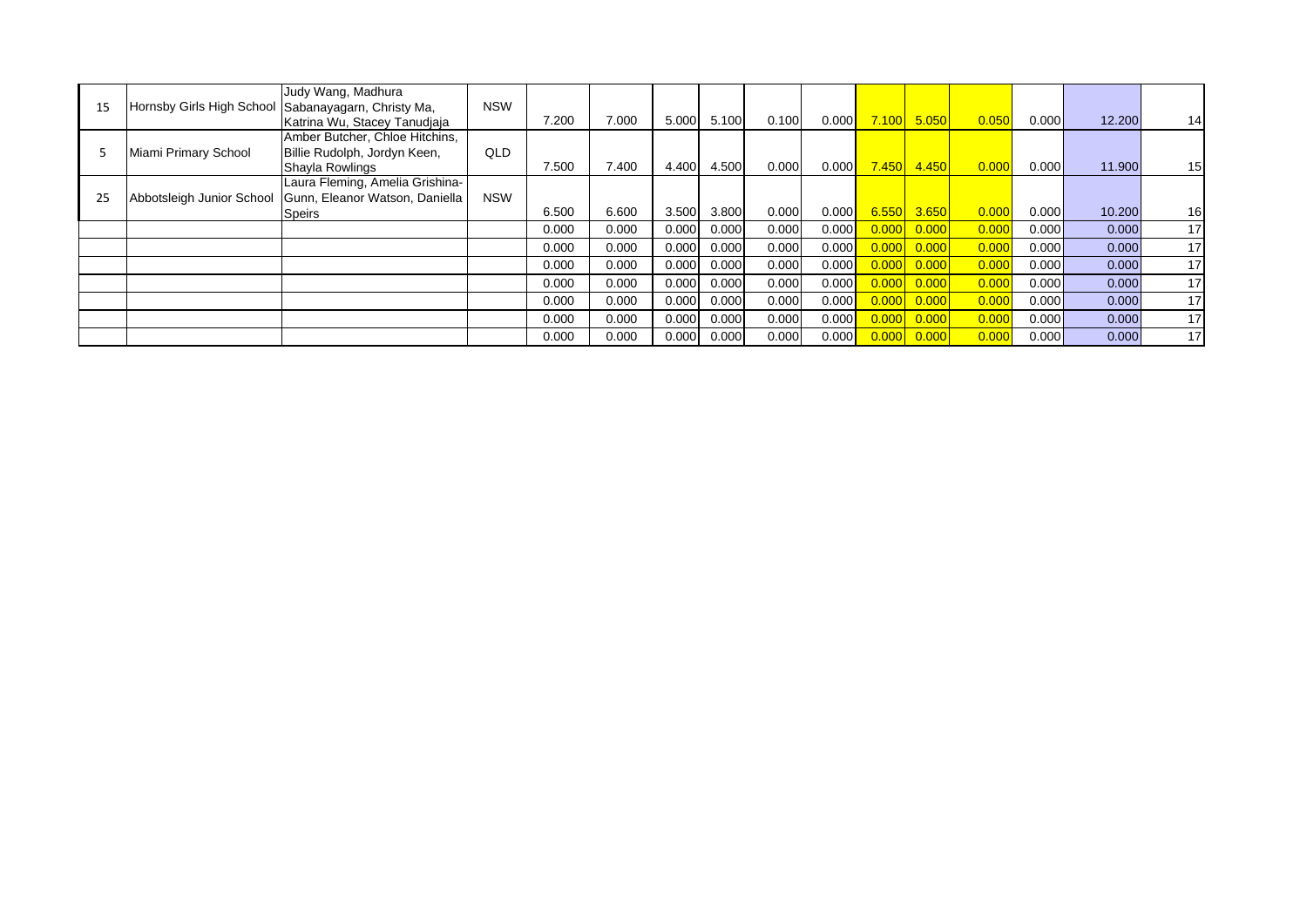| | | | | | | | | | | | | | | | |
|---|---|---|---|---|---|---|---|---|---|---|---|---|---|---|---|
| 15 | Hornsby Girls High School | Judy Wang, Madhura Sabanayagarn, Christy Ma, Katrina Wu, Stacey Tanudjaja | NSW | 7.200 | 7.000 | 5.000 | 5.100 | 0.100 | 0.000 | 7.100 | 5.050 | 0.050 | 0.000 | 12.200 | 14 |
| 5 | Miami Primary School | Amber Butcher, Chloe Hitchins, Billie Rudolph, Jordyn Keen, Shayla Rowlings | QLD | 7.500 | 7.400 | 4.400 | 4.500 | 0.000 | 0.000 | 7.450 | 4.450 | 0.000 | 0.000 | 11.900 | 15 |
| 25 | Abbotsleigh Junior School | Laura Fleming, Amelia Grishina-Gunn, Eleanor Watson, Daniella Speirs | NSW | 6.500 | 6.600 | 3.500 | 3.800 | 0.000 | 0.000 | 6.550 | 3.650 | 0.000 | 0.000 | 10.200 | 16 |
| | | | | 0.000 | 0.000 | 0.000 | 0.000 | 0.000 | 0.000 | 0.000 | 0.000 | 0.000 | 0.000 | 0.000 | 17 |
| | | | | 0.000 | 0.000 | 0.000 | 0.000 | 0.000 | 0.000 | 0.000 | 0.000 | 0.000 | 0.000 | 0.000 | 17 |
| | | | | 0.000 | 0.000 | 0.000 | 0.000 | 0.000 | 0.000 | 0.000 | 0.000 | 0.000 | 0.000 | 0.000 | 17 |
| | | | | 0.000 | 0.000 | 0.000 | 0.000 | 0.000 | 0.000 | 0.000 | 0.000 | 0.000 | 0.000 | 0.000 | 17 |
| | | | | 0.000 | 0.000 | 0.000 | 0.000 | 0.000 | 0.000 | 0.000 | 0.000 | 0.000 | 0.000 | 0.000 | 17 |
| | | | | 0.000 | 0.000 | 0.000 | 0.000 | 0.000 | 0.000 | 0.000 | 0.000 | 0.000 | 0.000 | 0.000 | 17 |
| | | | | 0.000 | 0.000 | 0.000 | 0.000 | 0.000 | 0.000 | 0.000 | 0.000 | 0.000 | 0.000 | 0.000 | 17 |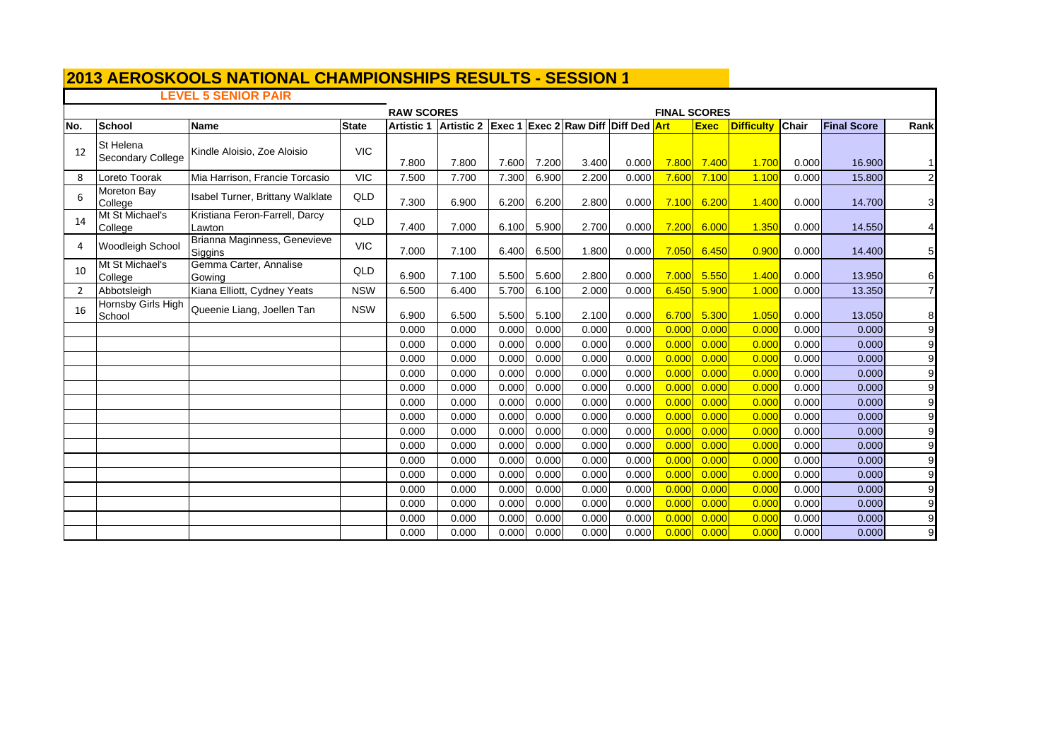# 2013 AEROSKOOLS NATIONAL CHAMPIONSHIPS RESULTS - SESSION 1

## LEVEL 5 SENIOR PAIR

| | | | | RAW SCORES | | | | | | FINAL SCORES | | | | | |
|---|---|---|---|---|---|---|---|---|---|---|---|---|---|---|---|
| No. | School | Name | State | Artistic 1 | Artistic 2 | Exec 1 | Exec 2 | Raw Diff | Diff Ded | Art | Exec | Difficulty | Chair | Final Score | Rank |
| 12 | St Helena Secondary College | Kindle Aloisio, Zoe Aloisio | VIC | 7.800 | 7.800 | 7.600 | 7.200 | 3.400 | 0.000 | 7.800 | 7.400 | 1.700 | 0.000 | 16.900 | 1 |
| 8 | Loreto Toorak | Mia Harrison, Francie Torcasio | VIC | 7.500 | 7.700 | 7.300 | 6.900 | 2.200 | 0.000 | 7.600 | 7.100 | 1.100 | 0.000 | 15.800 | 2 |
| 6 | Moreton Bay College | Isabel Turner, Brittany Walklate | QLD | 7.300 | 6.900 | 6.200 | 6.200 | 2.800 | 0.000 | 7.100 | 6.200 | 1.400 | 0.000 | 14.700 | 3 |
| 14 | Mt St Michael's College | Kristiana Feron-Farrell, Darcy Lawton | QLD | 7.400 | 7.000 | 6.100 | 5.900 | 2.700 | 0.000 | 7.200 | 6.000 | 1.350 | 0.000 | 14.550 | 4 |
| 4 | Woodleigh School | Brianna Maginness, Genevieve Siggins | VIC | 7.000 | 7.100 | 6.400 | 6.500 | 1.800 | 0.000 | 7.050 | 6.450 | 0.900 | 0.000 | 14.400 | 5 |
| 10 | Mt St Michael's College | Gemma Carter, Annalise Gowing | QLD | 6.900 | 7.100 | 5.500 | 5.600 | 2.800 | 0.000 | 7.000 | 5.550 | 1.400 | 0.000 | 13.950 | 6 |
| 2 | Abbotsleigh | Kiana Elliott, Cydney Yeats | NSW | 6.500 | 6.400 | 5.700 | 6.100 | 2.000 | 0.000 | 6.450 | 5.900 | 1.000 | 0.000 | 13.350 | 7 |
| 16 | Hornsby Girls High School | Queenie Liang, Joellen Tan | NSW | 6.900 | 6.500 | 5.500 | 5.100 | 2.100 | 0.000 | 6.700 | 5.300 | 1.050 | 0.000 | 13.050 | 8 |
| | | | | 0.000 | 0.000 | 0.000 | 0.000 | 0.000 | 0.000 | 0.000 | 0.000 | 0.000 | 0.000 | 0.000 | 9 |
| | | | | 0.000 | 0.000 | 0.000 | 0.000 | 0.000 | 0.000 | 0.000 | 0.000 | 0.000 | 0.000 | 0.000 | 9 |
| | | | | 0.000 | 0.000 | 0.000 | 0.000 | 0.000 | 0.000 | 0.000 | 0.000 | 0.000 | 0.000 | 0.000 | 9 |
| | | | | 0.000 | 0.000 | 0.000 | 0.000 | 0.000 | 0.000 | 0.000 | 0.000 | 0.000 | 0.000 | 0.000 | 9 |
| | | | | 0.000 | 0.000 | 0.000 | 0.000 | 0.000 | 0.000 | 0.000 | 0.000 | 0.000 | 0.000 | 0.000 | 9 |
| | | | | 0.000 | 0.000 | 0.000 | 0.000 | 0.000 | 0.000 | 0.000 | 0.000 | 0.000 | 0.000 | 0.000 | 9 |
| | | | | 0.000 | 0.000 | 0.000 | 0.000 | 0.000 | 0.000 | 0.000 | 0.000 | 0.000 | 0.000 | 0.000 | 9 |
| | | | | 0.000 | 0.000 | 0.000 | 0.000 | 0.000 | 0.000 | 0.000 | 0.000 | 0.000 | 0.000 | 0.000 | 9 |
| | | | | 0.000 | 0.000 | 0.000 | 0.000 | 0.000 | 0.000 | 0.000 | 0.000 | 0.000 | 0.000 | 0.000 | 9 |
| | | | | 0.000 | 0.000 | 0.000 | 0.000 | 0.000 | 0.000 | 0.000 | 0.000 | 0.000 | 0.000 | 0.000 | 9 |
| | | | | 0.000 | 0.000 | 0.000 | 0.000 | 0.000 | 0.000 | 0.000 | 0.000 | 0.000 | 0.000 | 0.000 | 9 |
| | | | | 0.000 | 0.000 | 0.000 | 0.000 | 0.000 | 0.000 | 0.000 | 0.000 | 0.000 | 0.000 | 0.000 | 9 |
| | | | | 0.000 | 0.000 | 0.000 | 0.000 | 0.000 | 0.000 | 0.000 | 0.000 | 0.000 | 0.000 | 0.000 | 9 |
| | | | | 0.000 | 0.000 | 0.000 | 0.000 | 0.000 | 0.000 | 0.000 | 0.000 | 0.000 | 0.000 | 0.000 | 9 |
| | | | | 0.000 | 0.000 | 0.000 | 0.000 | 0.000 | 0.000 | 0.000 | 0.000 | 0.000 | 0.000 | 0.000 | 9 |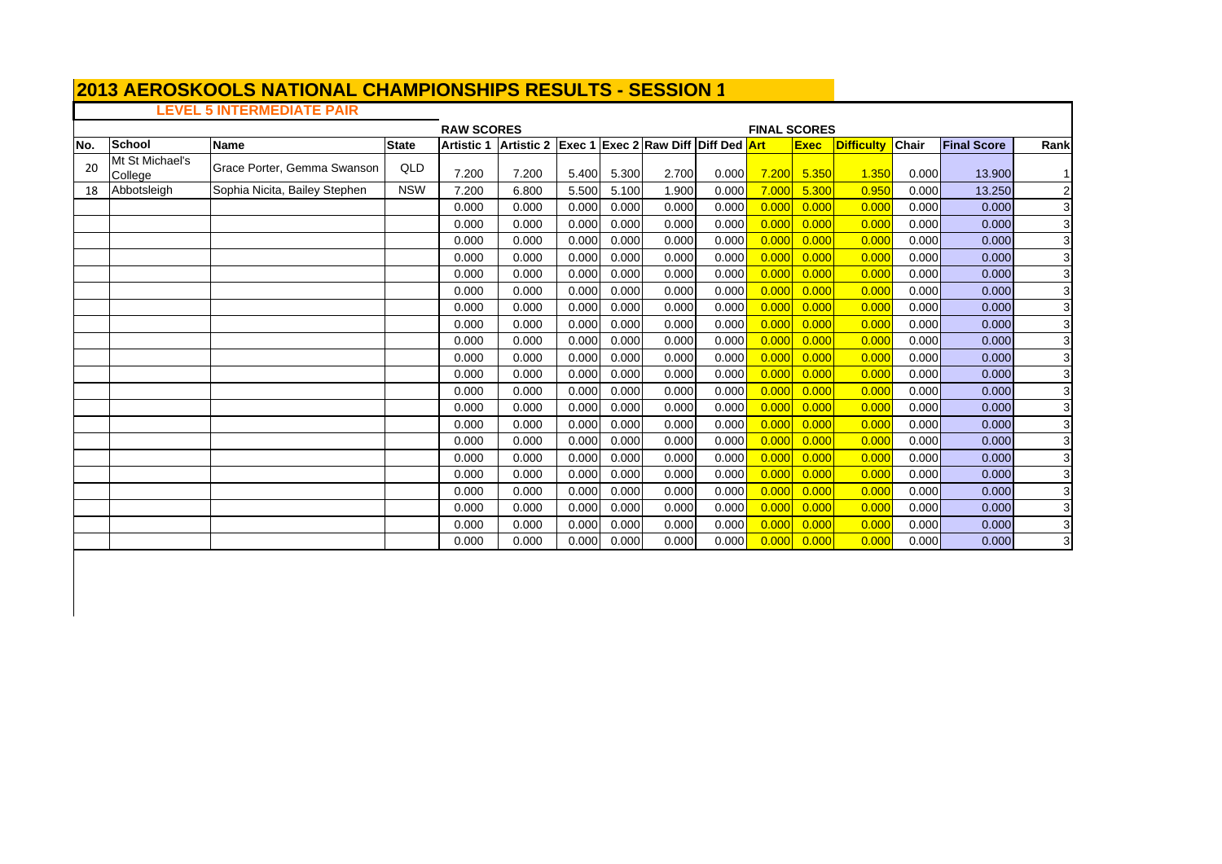# 2013 AEROSKOOLS NATIONAL CHAMPIONSHIPS RESULTS - SESSION 1

## LEVEL 5 INTERMEDIATE PAIR

| | | | | RAW SCORES | | | | | | FINAL SCORES | | | | | |
|---|---|---|---|---|---|---|---|---|---|---|---|---|---|---|---|
| No. | School | Name | State | Artistic 1 | Artistic 2 | Exec 1 | Exec 2 | Raw Diff | Diff Ded | Art | Exec | Difficulty | Chair | Final Score | Rank |
| 20 | Mt St Michael's College | Grace Porter, Gemma Swanson | QLD | 7.200 | 7.200 | 5.400 | 5.300 | 2.700 | 0.000 | 7.200 | 5.350 | 1.350 | 0.000 | 13.900 | 1 |
| 18 | Abbotsleigh | Sophia Nicita, Bailey Stephen | NSW | 7.200 | 6.800 | 5.500 | 5.100 | 1.900 | 0.000 | 7.000 | 5.300 | 0.950 | 0.000 | 13.250 | 2 |
| | | | | 0.000 | 0.000 | 0.000 | 0.000 | 0.000 | 0.000 | 0.000 | 0.000 | 0.000 | 0.000 | 0.000 | 3 |
| | | | | 0.000 | 0.000 | 0.000 | 0.000 | 0.000 | 0.000 | 0.000 | 0.000 | 0.000 | 0.000 | 0.000 | 3 |
| | | | | 0.000 | 0.000 | 0.000 | 0.000 | 0.000 | 0.000 | 0.000 | 0.000 | 0.000 | 0.000 | 0.000 | 3 |
| | | | | 0.000 | 0.000 | 0.000 | 0.000 | 0.000 | 0.000 | 0.000 | 0.000 | 0.000 | 0.000 | 0.000 | 3 |
| | | | | 0.000 | 0.000 | 0.000 | 0.000 | 0.000 | 0.000 | 0.000 | 0.000 | 0.000 | 0.000 | 0.000 | 3 |
| | | | | 0.000 | 0.000 | 0.000 | 0.000 | 0.000 | 0.000 | 0.000 | 0.000 | 0.000 | 0.000 | 0.000 | 3 |
| | | | | 0.000 | 0.000 | 0.000 | 0.000 | 0.000 | 0.000 | 0.000 | 0.000 | 0.000 | 0.000 | 0.000 | 3 |
| | | | | 0.000 | 0.000 | 0.000 | 0.000 | 0.000 | 0.000 | 0.000 | 0.000 | 0.000 | 0.000 | 0.000 | 3 |
| | | | | 0.000 | 0.000 | 0.000 | 0.000 | 0.000 | 0.000 | 0.000 | 0.000 | 0.000 | 0.000 | 0.000 | 3 |
| | | | | 0.000 | 0.000 | 0.000 | 0.000 | 0.000 | 0.000 | 0.000 | 0.000 | 0.000 | 0.000 | 0.000 | 3 |
| | | | | 0.000 | 0.000 | 0.000 | 0.000 | 0.000 | 0.000 | 0.000 | 0.000 | 0.000 | 0.000 | 0.000 | 3 |
| | | | | 0.000 | 0.000 | 0.000 | 0.000 | 0.000 | 0.000 | 0.000 | 0.000 | 0.000 | 0.000 | 0.000 | 3 |
| | | | | 0.000 | 0.000 | 0.000 | 0.000 | 0.000 | 0.000 | 0.000 | 0.000 | 0.000 | 0.000 | 0.000 | 3 |
| | | | | 0.000 | 0.000 | 0.000 | 0.000 | 0.000 | 0.000 | 0.000 | 0.000 | 0.000 | 0.000 | 0.000 | 3 |
| | | | | 0.000 | 0.000 | 0.000 | 0.000 | 0.000 | 0.000 | 0.000 | 0.000 | 0.000 | 0.000 | 0.000 | 3 |
| | | | | 0.000 | 0.000 | 0.000 | 0.000 | 0.000 | 0.000 | 0.000 | 0.000 | 0.000 | 0.000 | 0.000 | 3 |
| | | | | 0.000 | 0.000 | 0.000 | 0.000 | 0.000 | 0.000 | 0.000 | 0.000 | 0.000 | 0.000 | 0.000 | 3 |
| | | | | 0.000 | 0.000 | 0.000 | 0.000 | 0.000 | 0.000 | 0.000 | 0.000 | 0.000 | 0.000 | 0.000 | 3 |
| | | | | 0.000 | 0.000 | 0.000 | 0.000 | 0.000 | 0.000 | 0.000 | 0.000 | 0.000 | 0.000 | 0.000 | 3 |
| | | | | 0.000 | 0.000 | 0.000 | 0.000 | 0.000 | 0.000 | 0.000 | 0.000 | 0.000 | 0.000 | 0.000 | 3 |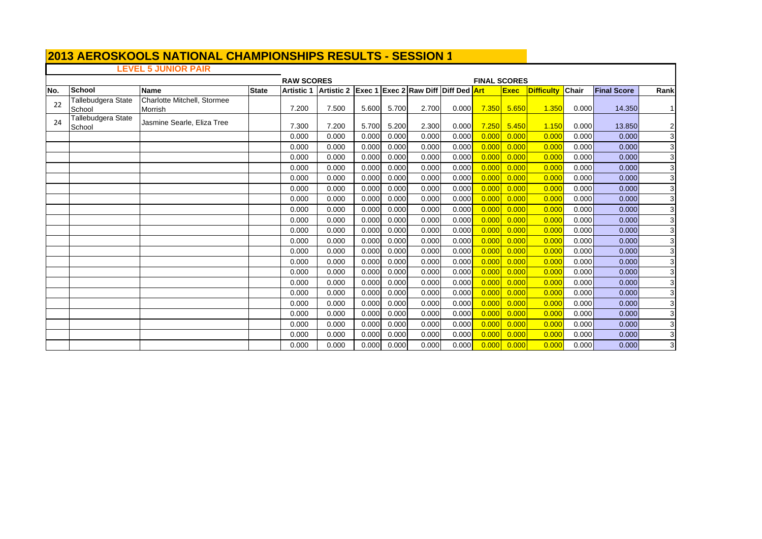# 2013 AEROSKOOLS NATIONAL CHAMPIONSHIPS RESULTS - SESSION 1

## LEVEL 5 JUNIOR PAIR

| | | | | RAW SCORES | | | | | | FINAL SCORES | | | | | |
|---|---|---|---|---|---|---|---|---|---|---|---|---|---|---|---|
| No. | School | Name | State | Artistic 1 | Artistic 2 | Exec 1 | Exec 2 | Raw Diff | Diff Ded | Art | Exec | Difficulty | Chair | Final Score | Rank |
| 22 | Tallebudgera State School | Charlotte Mitchell, Stormee Morrish | | 7.200 | 7.500 | 5.600 | 5.700 | 2.700 | 0.000 | 7.350 | 5.650 | 1.350 | 0.000 | 14.350 | 1 |
| 24 | Tallebudgera State School | Jasmine Searle, Eliza Tree | | 7.300 | 7.200 | 5.700 | 5.200 | 2.300 | 0.000 | 7.250 | 5.450 | 1.150 | 0.000 | 13.850 | 2 |
| | | | | 0.000 | 0.000 | 0.000 | 0.000 | 0.000 | 0.000 | 0.000 | 0.000 | 0.000 | 0.000 | 0.000 | 3 |
| | | | | 0.000 | 0.000 | 0.000 | 0.000 | 0.000 | 0.000 | 0.000 | 0.000 | 0.000 | 0.000 | 0.000 | 3 |
| | | | | 0.000 | 0.000 | 0.000 | 0.000 | 0.000 | 0.000 | 0.000 | 0.000 | 0.000 | 0.000 | 0.000 | 3 |
| | | | | 0.000 | 0.000 | 0.000 | 0.000 | 0.000 | 0.000 | 0.000 | 0.000 | 0.000 | 0.000 | 0.000 | 3 |
| | | | | 0.000 | 0.000 | 0.000 | 0.000 | 0.000 | 0.000 | 0.000 | 0.000 | 0.000 | 0.000 | 0.000 | 3 |
| | | | | 0.000 | 0.000 | 0.000 | 0.000 | 0.000 | 0.000 | 0.000 | 0.000 | 0.000 | 0.000 | 0.000 | 3 |
| | | | | 0.000 | 0.000 | 0.000 | 0.000 | 0.000 | 0.000 | 0.000 | 0.000 | 0.000 | 0.000 | 0.000 | 3 |
| | | | | 0.000 | 0.000 | 0.000 | 0.000 | 0.000 | 0.000 | 0.000 | 0.000 | 0.000 | 0.000 | 0.000 | 3 |
| | | | | 0.000 | 0.000 | 0.000 | 0.000 | 0.000 | 0.000 | 0.000 | 0.000 | 0.000 | 0.000 | 0.000 | 3 |
| | | | | 0.000 | 0.000 | 0.000 | 0.000 | 0.000 | 0.000 | 0.000 | 0.000 | 0.000 | 0.000 | 0.000 | 3 |
| | | | | 0.000 | 0.000 | 0.000 | 0.000 | 0.000 | 0.000 | 0.000 | 0.000 | 0.000 | 0.000 | 0.000 | 3 |
| | | | | 0.000 | 0.000 | 0.000 | 0.000 | 0.000 | 0.000 | 0.000 | 0.000 | 0.000 | 0.000 | 0.000 | 3 |
| | | | | 0.000 | 0.000 | 0.000 | 0.000 | 0.000 | 0.000 | 0.000 | 0.000 | 0.000 | 0.000 | 0.000 | 3 |
| | | | | 0.000 | 0.000 | 0.000 | 0.000 | 0.000 | 0.000 | 0.000 | 0.000 | 0.000 | 0.000 | 0.000 | 3 |
| | | | | 0.000 | 0.000 | 0.000 | 0.000 | 0.000 | 0.000 | 0.000 | 0.000 | 0.000 | 0.000 | 0.000 | 3 |
| | | | | 0.000 | 0.000 | 0.000 | 0.000 | 0.000 | 0.000 | 0.000 | 0.000 | 0.000 | 0.000 | 0.000 | 3 |
| | | | | 0.000 | 0.000 | 0.000 | 0.000 | 0.000 | 0.000 | 0.000 | 0.000 | 0.000 | 0.000 | 0.000 | 3 |
| | | | | 0.000 | 0.000 | 0.000 | 0.000 | 0.000 | 0.000 | 0.000 | 0.000 | 0.000 | 0.000 | 0.000 | 3 |
| | | | | 0.000 | 0.000 | 0.000 | 0.000 | 0.000 | 0.000 | 0.000 | 0.000 | 0.000 | 0.000 | 0.000 | 3 |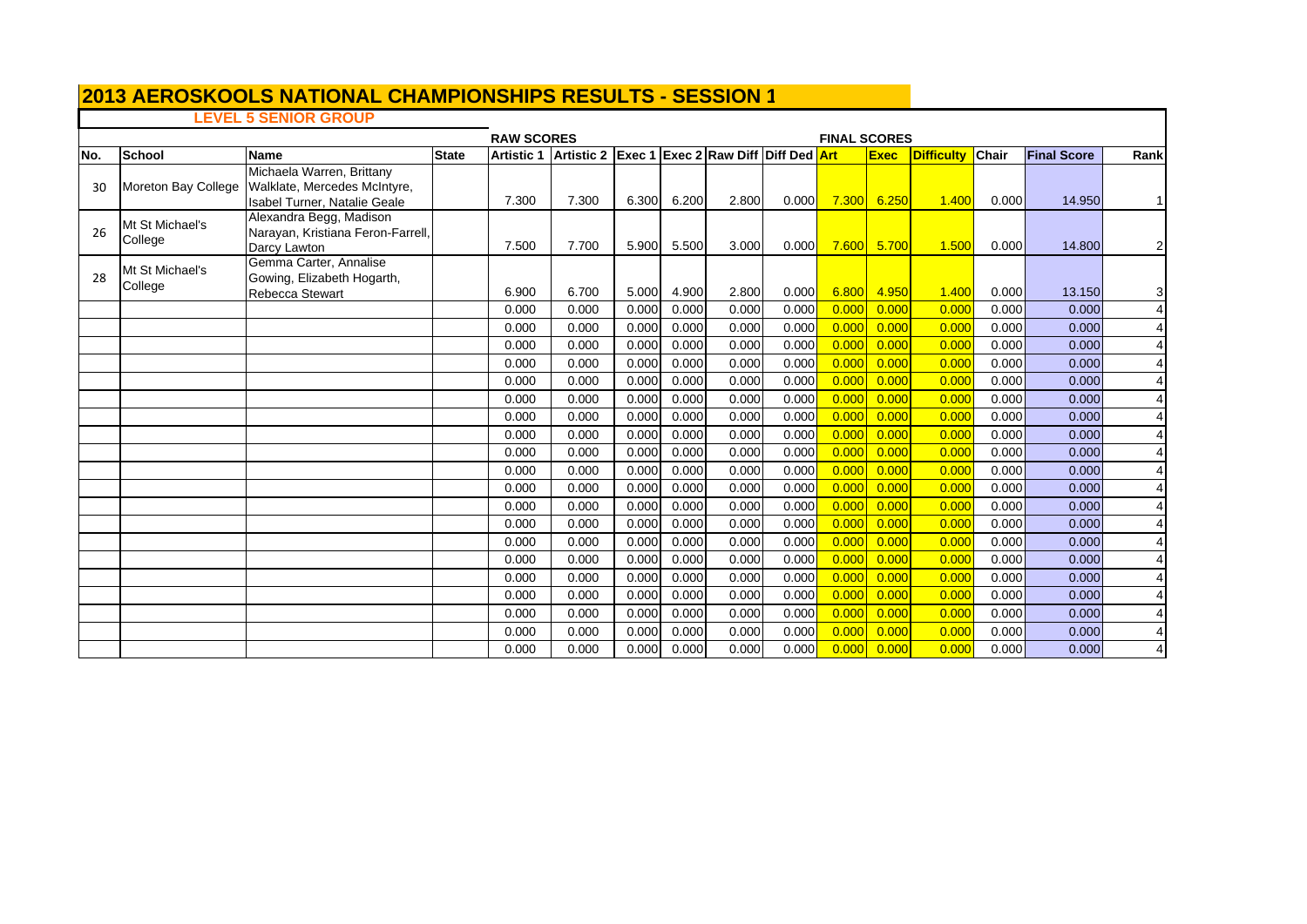# 2013 AEROSKOOLS NATIONAL CHAMPIONSHIPS RESULTS - SESSION 1

## LEVEL 5 SENIOR GROUP

| | | | | RAW SCORES | | | | | | FINAL SCORES | | | | | |
|---|---|---|---|---|---|---|---|---|---|---|---|---|---|---|---|
| No. | School | Name | State | Artistic 1 | Artistic 2 | Exec 1 | Exec 2 | Raw Diff | Diff Ded | Art | Exec | Difficulty | Chair | Final Score | Rank |
| 30 | Moreton Bay College | Michaela Warren, Brittany Walklate, Mercedes McIntyre, Isabel Turner, Natalie Geale | | 7.300 | 7.300 | 6.300 | 6.200 | 2.800 | 0.000 | 7.300 | 6.250 | 1.400 | 0.000 | 14.950 | 1 |
| 26 | Mt St Michael's College | Alexandra Begg, Madison Narayan, Kristiana Feron-Farrell, Darcy Lawton | | 7.500 | 7.700 | 5.900 | 5.500 | 3.000 | 0.000 | 7.600 | 5.700 | 1.500 | 0.000 | 14.800 | 2 |
| 28 | Mt St Michael's College | Gemma Carter, Annalise Gowing, Elizabeth Hogarth, Rebecca Stewart | | 6.900 | 6.700 | 5.000 | 4.900 | 2.800 | 0.000 | 6.800 | 4.950 | 1.400 | 0.000 | 13.150 | 3 |
| | | | | 0.000 | 0.000 | 0.000 | 0.000 | 0.000 | 0.000 | 0.000 | 0.000 | 0.000 | 0.000 | 0.000 | 4 |
| | | | | 0.000 | 0.000 | 0.000 | 0.000 | 0.000 | 0.000 | 0.000 | 0.000 | 0.000 | 0.000 | 0.000 | 4 |
| | | | | 0.000 | 0.000 | 0.000 | 0.000 | 0.000 | 0.000 | 0.000 | 0.000 | 0.000 | 0.000 | 0.000 | 4 |
| | | | | 0.000 | 0.000 | 0.000 | 0.000 | 0.000 | 0.000 | 0.000 | 0.000 | 0.000 | 0.000 | 0.000 | 4 |
| | | | | 0.000 | 0.000 | 0.000 | 0.000 | 0.000 | 0.000 | 0.000 | 0.000 | 0.000 | 0.000 | 0.000 | 4 |
| | | | | 0.000 | 0.000 | 0.000 | 0.000 | 0.000 | 0.000 | 0.000 | 0.000 | 0.000 | 0.000 | 0.000 | 4 |
| | | | | 0.000 | 0.000 | 0.000 | 0.000 | 0.000 | 0.000 | 0.000 | 0.000 | 0.000 | 0.000 | 0.000 | 4 |
| | | | | 0.000 | 0.000 | 0.000 | 0.000 | 0.000 | 0.000 | 0.000 | 0.000 | 0.000 | 0.000 | 0.000 | 4 |
| | | | | 0.000 | 0.000 | 0.000 | 0.000 | 0.000 | 0.000 | 0.000 | 0.000 | 0.000 | 0.000 | 0.000 | 4 |
| | | | | 0.000 | 0.000 | 0.000 | 0.000 | 0.000 | 0.000 | 0.000 | 0.000 | 0.000 | 0.000 | 0.000 | 4 |
| | | | | 0.000 | 0.000 | 0.000 | 0.000 | 0.000 | 0.000 | 0.000 | 0.000 | 0.000 | 0.000 | 0.000 | 4 |
| | | | | 0.000 | 0.000 | 0.000 | 0.000 | 0.000 | 0.000 | 0.000 | 0.000 | 0.000 | 0.000 | 0.000 | 4 |
| | | | | 0.000 | 0.000 | 0.000 | 0.000 | 0.000 | 0.000 | 0.000 | 0.000 | 0.000 | 0.000 | 0.000 | 4 |
| | | | | 0.000 | 0.000 | 0.000 | 0.000 | 0.000 | 0.000 | 0.000 | 0.000 | 0.000 | 0.000 | 0.000 | 4 |
| | | | | 0.000 | 0.000 | 0.000 | 0.000 | 0.000 | 0.000 | 0.000 | 0.000 | 0.000 | 0.000 | 0.000 | 4 |
| | | | | 0.000 | 0.000 | 0.000 | 0.000 | 0.000 | 0.000 | 0.000 | 0.000 | 0.000 | 0.000 | 0.000 | 4 |
| | | | | 0.000 | 0.000 | 0.000 | 0.000 | 0.000 | 0.000 | 0.000 | 0.000 | 0.000 | 0.000 | 0.000 | 4 |
| | | | | 0.000 | 0.000 | 0.000 | 0.000 | 0.000 | 0.000 | 0.000 | 0.000 | 0.000 | 0.000 | 0.000 | 4 |
| | | | | 0.000 | 0.000 | 0.000 | 0.000 | 0.000 | 0.000 | 0.000 | 0.000 | 0.000 | 0.000 | 0.000 | 4 |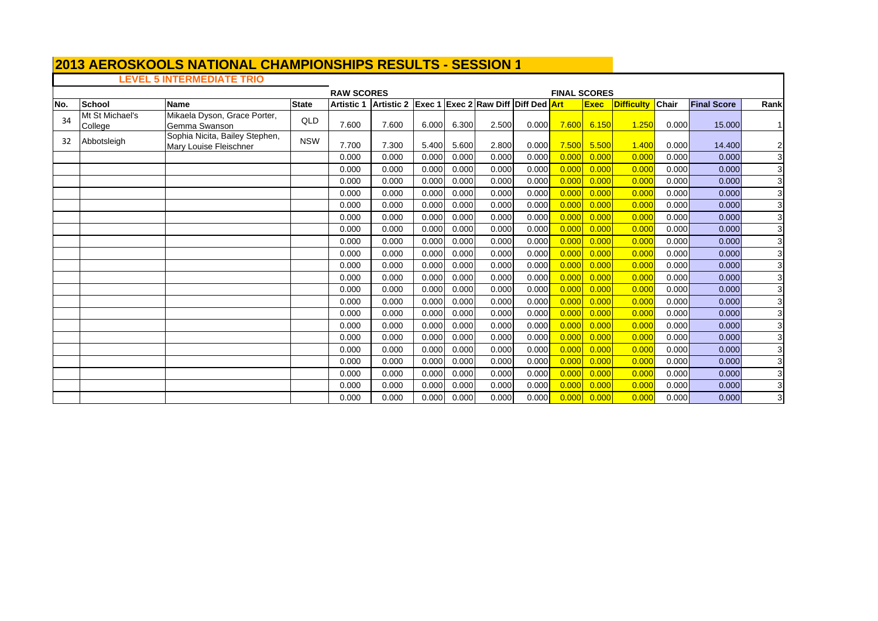# 2013 AEROSKOOLS NATIONAL CHAMPIONSHIPS RESULTS - SESSION 1

## LEVEL 5 INTERMEDIATE TRIO

| | | | | RAW SCORES | | | | | | FINAL SCORES | | | | | |
|---|---|---|---|---|---|---|---|---|---|---|---|---|---|---|---|
| No. | School | Name | State | Artistic 1 | Artistic 2 | Exec 1 | Exec 2 | Raw Diff | Diff Ded | Art | Exec | Difficulty | Chair | Final Score | Rank |
| 34 | Mt St Michael's College | Mikaela Dyson, Grace Porter, Gemma Swanson | QLD | 7.600 | 7.600 | 6.000 | 6.300 | 2.500 | 0.000 | 7.600 | 6.150 | 1.250 | 0.000 | 15.000 | 1 |
| 32 | Abbotsleigh | Sophia Nicita, Bailey Stephen, Mary Louise Fleischner | NSW | 7.700 | 7.300 | 5.400 | 5.600 | 2.800 | 0.000 | 7.500 | 5.500 | 1.400 | 0.000 | 14.400 | 2 |
| | | | | 0.000 | 0.000 | 0.000 | 0.000 | 0.000 | 0.000 | 0.000 | 0.000 | 0.000 | 0.000 | 0.000 | 3 |
| | | | | 0.000 | 0.000 | 0.000 | 0.000 | 0.000 | 0.000 | 0.000 | 0.000 | 0.000 | 0.000 | 0.000 | 3 |
| | | | | 0.000 | 0.000 | 0.000 | 0.000 | 0.000 | 0.000 | 0.000 | 0.000 | 0.000 | 0.000 | 0.000 | 3 |
| | | | | 0.000 | 0.000 | 0.000 | 0.000 | 0.000 | 0.000 | 0.000 | 0.000 | 0.000 | 0.000 | 0.000 | 3 |
| | | | | 0.000 | 0.000 | 0.000 | 0.000 | 0.000 | 0.000 | 0.000 | 0.000 | 0.000 | 0.000 | 0.000 | 3 |
| | | | | 0.000 | 0.000 | 0.000 | 0.000 | 0.000 | 0.000 | 0.000 | 0.000 | 0.000 | 0.000 | 0.000 | 3 |
| | | | | 0.000 | 0.000 | 0.000 | 0.000 | 0.000 | 0.000 | 0.000 | 0.000 | 0.000 | 0.000 | 0.000 | 3 |
| | | | | 0.000 | 0.000 | 0.000 | 0.000 | 0.000 | 0.000 | 0.000 | 0.000 | 0.000 | 0.000 | 0.000 | 3 |
| | | | | 0.000 | 0.000 | 0.000 | 0.000 | 0.000 | 0.000 | 0.000 | 0.000 | 0.000 | 0.000 | 0.000 | 3 |
| | | | | 0.000 | 0.000 | 0.000 | 0.000 | 0.000 | 0.000 | 0.000 | 0.000 | 0.000 | 0.000 | 0.000 | 3 |
| | | | | 0.000 | 0.000 | 0.000 | 0.000 | 0.000 | 0.000 | 0.000 | 0.000 | 0.000 | 0.000 | 0.000 | 3 |
| | | | | 0.000 | 0.000 | 0.000 | 0.000 | 0.000 | 0.000 | 0.000 | 0.000 | 0.000 | 0.000 | 0.000 | 3 |
| | | | | 0.000 | 0.000 | 0.000 | 0.000 | 0.000 | 0.000 | 0.000 | 0.000 | 0.000 | 0.000 | 0.000 | 3 |
| | | | | 0.000 | 0.000 | 0.000 | 0.000 | 0.000 | 0.000 | 0.000 | 0.000 | 0.000 | 0.000 | 0.000 | 3 |
| | | | | 0.000 | 0.000 | 0.000 | 0.000 | 0.000 | 0.000 | 0.000 | 0.000 | 0.000 | 0.000 | 0.000 | 3 |
| | | | | 0.000 | 0.000 | 0.000 | 0.000 | 0.000 | 0.000 | 0.000 | 0.000 | 0.000 | 0.000 | 0.000 | 3 |
| | | | | 0.000 | 0.000 | 0.000 | 0.000 | 0.000 | 0.000 | 0.000 | 0.000 | 0.000 | 0.000 | 0.000 | 3 |
| | | | | 0.000 | 0.000 | 0.000 | 0.000 | 0.000 | 0.000 | 0.000 | 0.000 | 0.000 | 0.000 | 0.000 | 3 |
| | | | | 0.000 | 0.000 | 0.000 | 0.000 | 0.000 | 0.000 | 0.000 | 0.000 | 0.000 | 0.000 | 0.000 | 3 |
| | | | | 0.000 | 0.000 | 0.000 | 0.000 | 0.000 | 0.000 | 0.000 | 0.000 | 0.000 | 0.000 | 0.000 | 3 |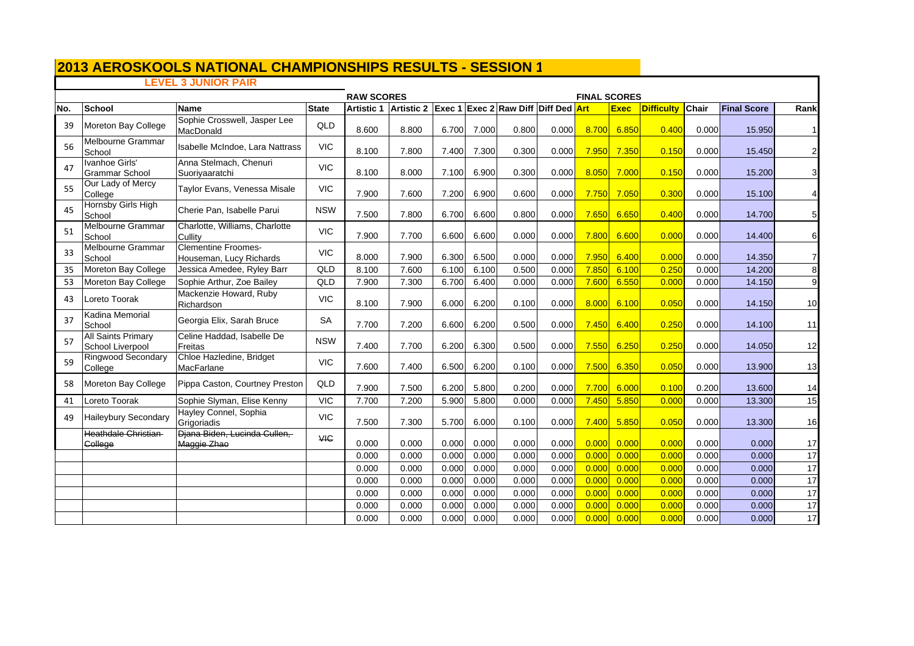# 2013 AEROSKOOLS NATIONAL CHAMPIONSHIPS RESULTS - SESSION 1

## LEVEL 3 JUNIOR PAIR

| | | | | RAW SCORES | | | | | | FINAL SCORES | | | | | |
|---|---|---|---|---|---|---|---|---|---|---|---|---|---|---|---|
| No. | School | Name | State | Artistic 1 | Artistic 2 | Exec 1 | Exec 2 | Raw Diff | Diff Ded | Art | Exec | Difficulty | Chair | Final Score | Rank |
| 39 | Moreton Bay College | Sophie Crosswell, Jasper Lee MacDonald | QLD | 8.600 | 8.800 | 6.700 | 7.000 | 0.800 | 0.000 | 8.700 | 6.850 | 0.400 | 0.000 | 15.950 | 1 |
| 56 | Melbourne Grammar School | Isabelle McIndoe, Lara Nattrass | VIC | 8.100 | 7.800 | 7.400 | 7.300 | 0.300 | 0.000 | 7.950 | 7.350 | 0.150 | 0.000 | 15.450 | 2 |
| 47 | Ivanhoe Girls' Grammar School | Anna Stelmach, Chenuri Suoriyaaratchi | VIC | 8.100 | 8.000 | 7.100 | 6.900 | 0.300 | 0.000 | 8.050 | 7.000 | 0.150 | 0.000 | 15.200 | 3 |
| 55 | Our Lady of Mercy College | Taylor Evans, Venessa Misale | VIC | 7.900 | 7.600 | 7.200 | 6.900 | 0.600 | 0.000 | 7.750 | 7.050 | 0.300 | 0.000 | 15.100 | 4 |
| 45 | Hornsby Girls High School | Cherie Pan, Isabelle Parui | NSW | 7.500 | 7.800 | 6.700 | 6.600 | 0.800 | 0.000 | 7.650 | 6.650 | 0.400 | 0.000 | 14.700 | 5 |
| 51 | Melbourne Grammar School | Charlotte, Williams, Charlotte Cullity | VIC | 7.900 | 7.700 | 6.600 | 6.600 | 0.000 | 0.000 | 7.800 | 6.600 | 0.000 | 0.000 | 14.400 | 6 |
| 33 | Melbourne Grammar School | Clementine Froomes-Houseman, Lucy Richards | VIC | 8.000 | 7.900 | 6.300 | 6.500 | 0.000 | 0.000 | 7.950 | 6.400 | 0.000 | 0.000 | 14.350 | 7 |
| 35 | Moreton Bay College | Jessica Amedee, Ryley Barr | QLD | 8.100 | 7.600 | 6.100 | 6.100 | 0.500 | 0.000 | 7.850 | 6.100 | 0.250 | 0.000 | 14.200 | 8 |
| 53 | Moreton Bay College | Sophie Arthur, Zoe Bailey | QLD | 7.900 | 7.300 | 6.700 | 6.400 | 0.000 | 0.000 | 7.600 | 6.550 | 0.000 | 0.000 | 14.150 | 9 |
| 43 | Loreto Toorak | Mackenzie Howard, Ruby Richardson | VIC | 8.100 | 7.900 | 6.000 | 6.200 | 0.100 | 0.000 | 8.000 | 6.100 | 0.050 | 0.000 | 14.150 | 10 |
| 37 | Kadina Memorial School | Georgia Elix, Sarah Bruce | SA | 7.700 | 7.200 | 6.600 | 6.200 | 0.500 | 0.000 | 7.450 | 6.400 | 0.250 | 0.000 | 14.100 | 11 |
| 57 | All Saints Primary School Liverpool | Celine Haddad, Isabelle De Freitas | NSW | 7.400 | 7.700 | 6.200 | 6.300 | 0.500 | 0.000 | 7.550 | 6.250 | 0.250 | 0.000 | 14.050 | 12 |
| 59 | Ringwood Secondary College | Chloe Hazledine, Bridget MacFarlane | VIC | 7.600 | 7.400 | 6.500 | 6.200 | 0.100 | 0.000 | 7.500 | 6.350 | 0.050 | 0.000 | 13.900 | 13 |
| 58 | Moreton Bay College | Pippa Caston, Courtney Preston | QLD | 7.900 | 7.500 | 6.200 | 5.800 | 0.200 | 0.000 | 7.700 | 6.000 | 0.100 | 0.200 | 13.600 | 14 |
| 41 | Loreto Toorak | Sophie Slyman, Elise Kenny | VIC | 7.700 | 7.200 | 5.900 | 5.800 | 0.000 | 0.000 | 7.450 | 5.850 | 0.000 | 0.000 | 13.300 | 15 |
| 49 | Haileybury Secondary | Hayley Connel, Sophia Grigoriadis | VIC | 7.500 | 7.300 | 5.700 | 6.000 | 0.100 | 0.000 | 7.400 | 5.850 | 0.050 | 0.000 | 13.300 | 16 |
| | ~~Heathdale Christian College~~ | ~~Djana Biden, Lucinda Cullen, Maggie Zhao~~ | ~~VIC~~ | 0.000 | 0.000 | 0.000 | 0.000 | 0.000 | 0.000 | 0.000 | 0.000 | 0.000 | 0.000 | 0.000 | 17 |
| | | | | 0.000 | 0.000 | 0.000 | 0.000 | 0.000 | 0.000 | 0.000 | 0.000 | 0.000 | 0.000 | 0.000 | 17 |
| | | | | 0.000 | 0.000 | 0.000 | 0.000 | 0.000 | 0.000 | 0.000 | 0.000 | 0.000 | 0.000 | 0.000 | 17 |
| | | | | 0.000 | 0.000 | 0.000 | 0.000 | 0.000 | 0.000 | 0.000 | 0.000 | 0.000 | 0.000 | 0.000 | 17 |
| | | | | 0.000 | 0.000 | 0.000 | 0.000 | 0.000 | 0.000 | 0.000 | 0.000 | 0.000 | 0.000 | 0.000 | 17 |
| | | | | 0.000 | 0.000 | 0.000 | 0.000 | 0.000 | 0.000 | 0.000 | 0.000 | 0.000 | 0.000 | 0.000 | 17 |
| | | | | 0.000 | 0.000 | 0.000 | 0.000 | 0.000 | 0.000 | 0.000 | 0.000 | 0.000 | 0.000 | 0.000 | 17 |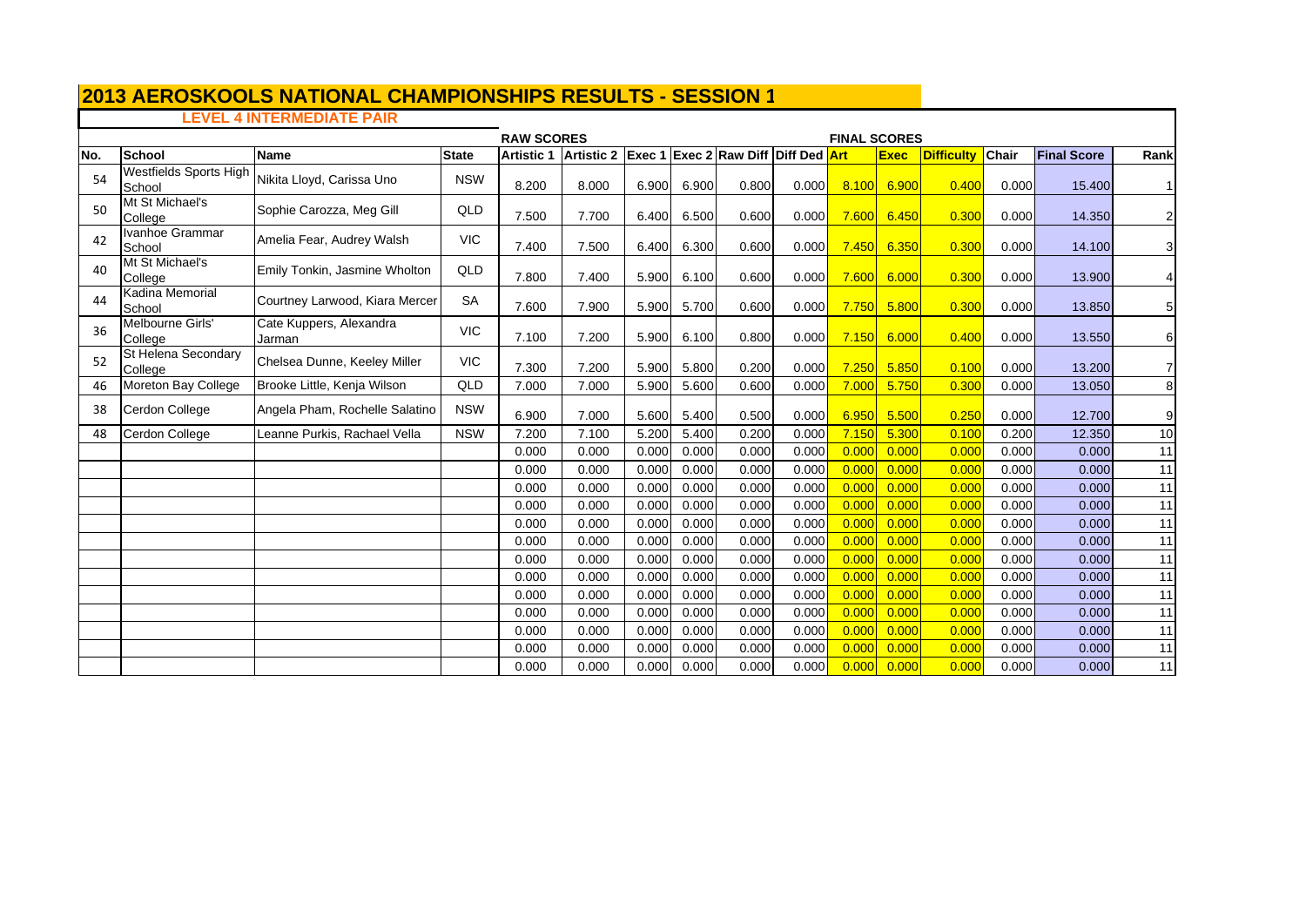# 2013 AEROSKOOLS NATIONAL CHAMPIONSHIPS RESULTS - SESSION 1

## LEVEL 4 INTERMEDIATE PAIR

| | | | | RAW SCORES | | | | | | FINAL SCORES | | | | | |
|---|---|---|---|---|---|---|---|---|---|---|---|---|---|---|---|
| No. | School | Name | State | Artistic 1 | Artistic 2 | Exec 1 | Exec 2 | Raw Diff | Diff Ded | Art | Exec | Difficulty | Chair | Final Score | Rank |
| 54 | Westfields Sports High School | Nikita Lloyd, Carissa Uno | NSW | 8.200 | 8.000 | 6.900 | 6.900 | 0.800 | 0.000 | 8.100 | 6.900 | 0.400 | 0.000 | 15.400 | 1 |
| 50 | Mt St Michael's College | Sophie Carozza, Meg Gill | QLD | 7.500 | 7.700 | 6.400 | 6.500 | 0.600 | 0.000 | 7.600 | 6.450 | 0.300 | 0.000 | 14.350 | 2 |
| 42 | Ivanhoe Grammar School | Amelia Fear, Audrey Walsh | VIC | 7.400 | 7.500 | 6.400 | 6.300 | 0.600 | 0.000 | 7.450 | 6.350 | 0.300 | 0.000 | 14.100 | 3 |
| 40 | Mt St Michael's College | Emily Tonkin, Jasmine Wholton | QLD | 7.800 | 7.400 | 5.900 | 6.100 | 0.600 | 0.000 | 7.600 | 6.000 | 0.300 | 0.000 | 13.900 | 4 |
| 44 | Kadina Memorial School | Courtney Larwood, Kiara Mercer | SA | 7.600 | 7.900 | 5.900 | 5.700 | 0.600 | 0.000 | 7.750 | 5.800 | 0.300 | 0.000 | 13.850 | 5 |
| 36 | Melbourne Girls' College | Cate Kuppers, Alexandra Jarman | VIC | 7.100 | 7.200 | 5.900 | 6.100 | 0.800 | 0.000 | 7.150 | 6.000 | 0.400 | 0.000 | 13.550 | 6 |
| 52 | St Helena Secondary College | Chelsea Dunne, Keeley Miller | VIC | 7.300 | 7.200 | 5.900 | 5.800 | 0.200 | 0.000 | 7.250 | 5.850 | 0.100 | 0.000 | 13.200 | 7 |
| 46 | Moreton Bay College | Brooke Little, Kenja Wilson | QLD | 7.000 | 7.000 | 5.900 | 5.600 | 0.600 | 0.000 | 7.000 | 5.750 | 0.300 | 0.000 | 13.050 | 8 |
| 38 | Cerdon College | Angela Pham, Rochelle Salatino | NSW | 6.900 | 7.000 | 5.600 | 5.400 | 0.500 | 0.000 | 6.950 | 5.500 | 0.250 | 0.000 | 12.700 | 9 |
| 48 | Cerdon College | Leanne Purkis, Rachael Vella | NSW | 7.200 | 7.100 | 5.200 | 5.400 | 0.200 | 0.000 | 7.150 | 5.300 | 0.100 | 0.200 | 12.350 | 10 |
| | | | | 0.000 | 0.000 | 0.000 | 0.000 | 0.000 | 0.000 | 0.000 | 0.000 | 0.000 | 0.000 | 0.000 | 11 |
| | | | | 0.000 | 0.000 | 0.000 | 0.000 | 0.000 | 0.000 | 0.000 | 0.000 | 0.000 | 0.000 | 0.000 | 11 |
| | | | | 0.000 | 0.000 | 0.000 | 0.000 | 0.000 | 0.000 | 0.000 | 0.000 | 0.000 | 0.000 | 0.000 | 11 |
| | | | | 0.000 | 0.000 | 0.000 | 0.000 | 0.000 | 0.000 | 0.000 | 0.000 | 0.000 | 0.000 | 0.000 | 11 |
| | | | | 0.000 | 0.000 | 0.000 | 0.000 | 0.000 | 0.000 | 0.000 | 0.000 | 0.000 | 0.000 | 0.000 | 11 |
| | | | | 0.000 | 0.000 | 0.000 | 0.000 | 0.000 | 0.000 | 0.000 | 0.000 | 0.000 | 0.000 | 0.000 | 11 |
| | | | | 0.000 | 0.000 | 0.000 | 0.000 | 0.000 | 0.000 | 0.000 | 0.000 | 0.000 | 0.000 | 0.000 | 11 |
| | | | | 0.000 | 0.000 | 0.000 | 0.000 | 0.000 | 0.000 | 0.000 | 0.000 | 0.000 | 0.000 | 0.000 | 11 |
| | | | | 0.000 | 0.000 | 0.000 | 0.000 | 0.000 | 0.000 | 0.000 | 0.000 | 0.000 | 0.000 | 0.000 | 11 |
| | | | | 0.000 | 0.000 | 0.000 | 0.000 | 0.000 | 0.000 | 0.000 | 0.000 | 0.000 | 0.000 | 0.000 | 11 |
| | | | | 0.000 | 0.000 | 0.000 | 0.000 | 0.000 | 0.000 | 0.000 | 0.000 | 0.000 | 0.000 | 0.000 | 11 |
| | | | | 0.000 | 0.000 | 0.000 | 0.000 | 0.000 | 0.000 | 0.000 | 0.000 | 0.000 | 0.000 | 0.000 | 11 |
| | | | | 0.000 | 0.000 | 0.000 | 0.000 | 0.000 | 0.000 | 0.000 | 0.000 | 0.000 | 0.000 | 0.000 | 11 |